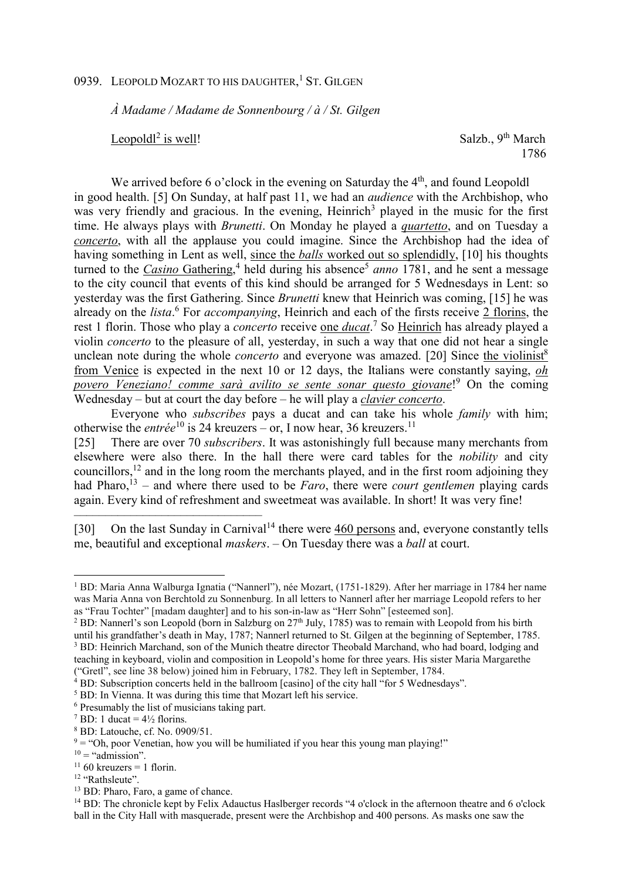0939. LEOPOLD MOZART TO HIS DAUGHTER,[1] ST. GILGEN

*À Madame / Madame de Sonnenbourg / à / St. Gilgen*

Leopoldl[2] is well! Salzb., 9th March 1786

We arrived before 6 o'clock in the evening on Saturday the 4th, and found Leopoldl in good health. [5] On Sunday, at half past 11, we had an *audience* with the Archbishop, who was very friendly and gracious. In the evening, Heinrich[3] played in the music for the first time. He always plays with *Brunetti*. On Monday he played a *quartetto*, and on Tuesday a *concerto*, with all the applause you could imagine. Since the Archbishop had the idea of having something in Lent as well, since the *balls* worked out so splendidly, [10] his thoughts turned to the *Casino* Gathering,[4] held during his absence[5] *anno* 1781, and he sent a message to the city council that events of this kind should be arranged for 5 Wednesdays in Lent: so yesterday was the first Gathering. Since *Brunetti* knew that Heinrich was coming, [15] he was already on the *lista*.[6] For *accompanying*, Heinrich and each of the firsts receive 2 florins, the rest 1 florin. Those who play a *concerto* receive one *ducat*.[7] So Heinrich has already played a violin *concerto* to the pleasure of all, yesterday, in such a way that one did not hear a single unclean note during the whole *concerto* and everyone was amazed. [20] Since the violinist[8] from Venice is expected in the next 10 or 12 days, the Italians were constantly saying, *oh povero Veneziano! comme sarà avilito se sente sonar questo giovane*![9] On the coming Wednesday – but at court the day before – he will play a *clavier concerto*.

Everyone who *subscribes* pays a ducat and can take his whole *family* with him; otherwise the *entrée*[10] is 24 kreuzers – or, I now hear, 36 kreuzers.[11]

[25] There are over 70 *subscribers*. It was astonishingly full because many merchants from elsewhere were also there. In the hall there were card tables for the *nobility* and city councillors,[12] and in the long room the merchants played, and in the first room adjoining they had Pharo,[13] – and where there used to be *Faro*, there were *court gentlemen* playing cards again. Every kind of refreshment and sweetmeat was available. In short! It was very fine!

---

[30] On the last Sunday in Carnival[14] there were 460 persons and, everyone constantly tells me, beautiful and exceptional *maskers*. – On Tuesday there was a *ball* at court.

---

[1] BD: Maria Anna Walburga Ignatia ("Nannerl"), née Mozart, (1751-1829). After her marriage in 1784 her name was Maria Anna von Berchtold zu Sonnenburg. In all letters to Nannerl after her marriage Leopold refers to her as "Frau Tochter" [madam daughter] and to his son-in-law as "Herr Sohn" [esteemed son].

[2] BD: Nannerl's son Leopold (born in Salzburg on 27th July, 1785) was to remain with Leopold from his birth until his grandfather's death in May, 1787; Nannerl returned to St. Gilgen at the beginning of September, 1785.

[3] BD: Heinrich Marchand, son of the Munich theatre director Theobald Marchand, who had board, lodging and teaching in keyboard, violin and composition in Leopold's home for three years. His sister Maria Margarethe ("Gretl", see line 38 below) joined him in February, 1782. They left in September, 1784.

[4] BD: Subscription concerts held in the ballroom [casino] of the city hall "for 5 Wednesdays".

[5] BD: In Vienna. It was during this time that Mozart left his service.

[6] Presumably the list of musicians taking part.

[7] BD: 1 ducat = 4½ florins.

[8] BD: Latouche, cf. No. 0909/51.

[9] = "Oh, poor Venetian, how you will be humiliated if you hear this young man playing!"

[10] = "admission".

[11] 60 kreuzers = 1 florin.

[12] "Rathsleute".

[13] BD: Pharo, Faro, a game of chance.

[14] BD: The chronicle kept by Felix Adauctus Haslberger records "4 o'clock in the afternoon theatre and 6 o'clock ball in the City Hall with masquerade, present were the Archbishop and 400 persons. As masks one saw the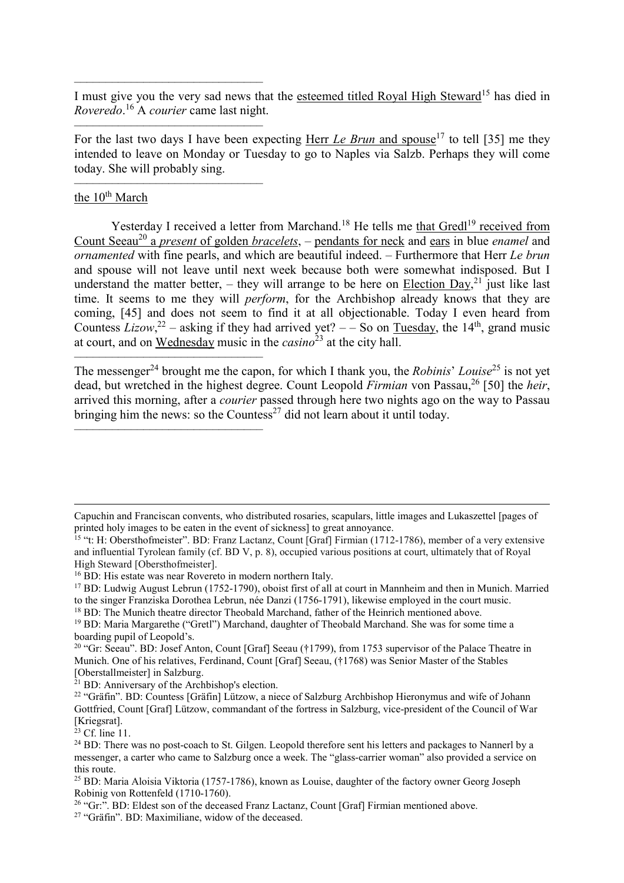———————————————

I must give you the very sad news that the esteemed titled Royal High Steward[15] has died in *Roveredo*.[16] A *courier* came last night.

———————————————

For the last two days I have been expecting Herr *Le Brun* and spouse[17] to tell [35] me they intended to leave on Monday or Tuesday to go to Naples via Salzb. Perhaps they will come today. She will probably sing.

———————————————

the 10th March

Yesterday I received a letter from Marchand.[18] He tells me that Gredl[19] received from Count Seeau[20] a *present* of golden *bracelets*, – pendants for neck and ears in blue *enamel* and *ornamented* with fine pearls, and which are beautiful indeed. – Furthermore that Herr *Le brun* and spouse will not leave until next week because both were somewhat indisposed. But I understand the matter better, – they will arrange to be here on Election Day,[21] just like last time. It seems to me they will *perform*, for the Archbishop already knows that they are coming, [45] and does not seem to find it at all objectionable. Today I even heard from Countess *Lizow*,[22] – asking if they had arrived yet? – – So on Tuesday, the 14th, grand music at court, and on Wednesday music in the *casino*[23] at the city hall.

———————————————

The messenger[24] brought me the capon, for which I thank you, the *Robinis*' *Louise*[25] is not yet dead, but wretched in the highest degree. Count Leopold *Firmian* von Passau,[26] [50] the *heir*, arrived this morning, after a *courier* passed through here two nights ago on the way to Passau bringing him the news: so the Countess[27] did not learn about it until today.

———————————————

Capuchin and Franciscan convents, who distributed rosaries, scapulars, little images and Lukaszettel [pages of printed holy images to be eaten in the event of sickness] to great annoyance.

[15] "t: H: Obersthofmeister". BD: Franz Lactanz, Count [Graf] Firmian (1712-1786), member of a very extensive and influential Tyrolean family (cf. BD V, p. 8), occupied various positions at court, ultimately that of Royal High Steward [Obersthofmeister].

[16] BD: His estate was near Rovereto in modern northern Italy.

[17] BD: Ludwig August Lebrun (1752-1790), oboist first of all at court in Mannheim and then in Munich. Married to the singer Franziska Dorothea Lebrun, née Danzi (1756-1791), likewise employed in the court music.

[18] BD: The Munich theatre director Theobald Marchand, father of the Heinrich mentioned above.

[19] BD: Maria Margarethe ("Gretl") Marchand, daughter of Theobald Marchand. She was for some time a boarding pupil of Leopold's.

[20] "Gr: Seeau". BD: Josef Anton, Count [Graf] Seeau (†1799), from 1753 supervisor of the Palace Theatre in Munich. One of his relatives, Ferdinand, Count [Graf] Seeau, (†1768) was Senior Master of the Stables [Oberstallmeister] in Salzburg.

[21] BD: Anniversary of the Archbishop's election.

[22] "Gräfin". BD: Countess [Gräfin] Lützow, a niece of Salzburg Archbishop Hieronymus and wife of Johann Gottfried, Count [Graf] Lützow, commandant of the fortress in Salzburg, vice-president of the Council of War [Kriegsrat].

[23] Cf. line 11.

[24] BD: There was no post-coach to St. Gilgen. Leopold therefore sent his letters and packages to Nannerl by a messenger, a carter who came to Salzburg once a week. The "glass-carrier woman" also provided a service on this route.

[25] BD: Maria Aloisia Viktoria (1757-1786), known as Louise, daughter of the factory owner Georg Joseph Robinig von Rottenfeld (1710-1760).

[26] "Gr:". BD: Eldest son of the deceased Franz Lactanz, Count [Graf] Firmian mentioned above.

[27] "Gräfin". BD: Maximiliane, widow of the deceased.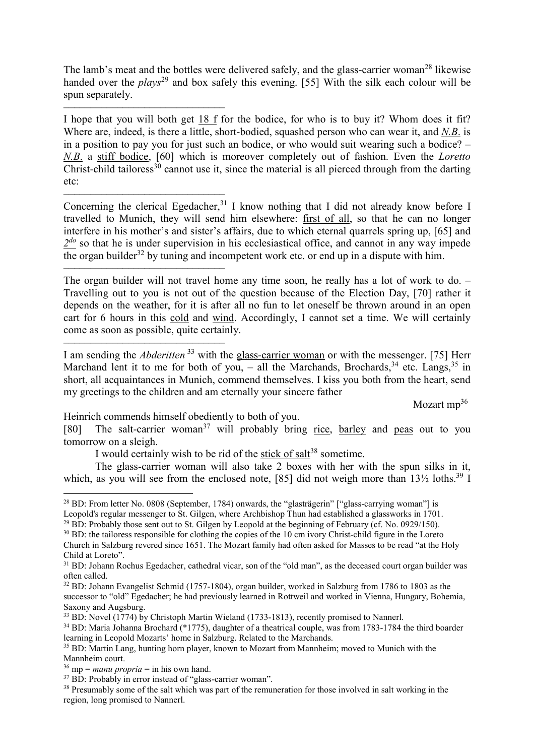The lamb's meat and the bottles were delivered safely, and the glass-carrier woman[28] likewise handed over the *plays*[29] and box safely this evening. [55] With the silk each colour will be spun separately.

---

I hope that you will both get 18 f for the bodice, for who is to buy it? Whom does it fit? Where are, indeed, is there a little, short-bodied, squashed person who can wear it, and *N.B.* is in a position to pay you for just such an bodice, or who would suit wearing such a bodice? – *N.B.* a stiff bodice, [60] which is moreover completely out of fashion. Even the *Loretto* Christ-child tailoress[30] cannot use it, since the material is all pierced through from the darting etc:

---

Concerning the clerical Egedacher,[31] I know nothing that I did not already know before I travelled to Munich, they will send him elsewhere: first of all, so that he can no longer interfere in his mother's and sister's affairs, due to which eternal quarrels spring up, [65] and 2[do] so that he is under supervision in his ecclesiastical office, and cannot in any way impede the organ builder[32] by tuning and incompetent work etc. or end up in a dispute with him.

---

The organ builder will not travel home any time soon, he really has a lot of work to do. – Travelling out to you is not out of the question because of the Election Day, [70] rather it depends on the weather, for it is after all no fun to let oneself be thrown around in an open cart for 6 hours in this cold and wind. Accordingly, I cannot set a time. We will certainly come as soon as possible, quite certainly.

---

I am sending the *Abderitten*[33] with the glass-carrier woman or with the messenger. [75] Herr Marchand lent it to me for both of you, – all the Marchands, Brochards,[34] etc. Langs,[35] in short, all acquaintances in Munich, commend themselves. I kiss you both from the heart, send my greetings to the children and am eternally your sincere father

Mozart mp[36]

Heinrich commends himself obediently to both of you.

[80] The salt-carrier woman[37] will probably bring rice, barley and peas out to you tomorrow on a sleigh.

I would certainly wish to be rid of the stick of salt[38] sometime.

The glass-carrier woman will also take 2 boxes with her with the spun silks in it, which, as you will see from the enclosed note, [85] did not weigh more than 13½ loths.[39] I

---

[28] BD: From letter No. 0808 (September, 1784) onwards, the "glasträgerin" ["glass-carrying woman"] is Leopold's regular messenger to St. Gilgen, where Archbishop Thun had established a glassworks in 1701.

[29] BD: Probably those sent out to St. Gilgen by Leopold at the beginning of February (cf. No. 0929/150).

[30] BD: the tailoress responsible for clothing the copies of the 10 cm ivory Christ-child figure in the Loretto Church in Salzburg revered since 1651. The Mozart family had often asked for Masses to be read "at the Holy Child at Loreto".

[31] BD: Johann Rochus Egedacher, cathedral vicar, son of the "old man", as the deceased court organ builder was often called.

[32] BD: Johann Evangelist Schmid (1757-1804), organ builder, worked in Salzburg from 1786 to 1803 as the successor to "old" Egedacher; he had previously learned in Rottweil and worked in Vienna, Hungary, Bohemia, Saxony and Augsburg.

[33] BD: Novel (1774) by Christoph Martin Wieland (1733-1813), recently promised to Nannerl.

[34] BD: Maria Johanna Brochard (*1775), daughter of a theatrical couple, was from 1783-1784 the third boarder learning in Leopold Mozarts' home in Salzburg. Related to the Marchands.

[35] BD: Martin Lang, hunting horn player, known to Mozart from Mannheim; moved to Munich with the Mannheim court.

[36] mp = *manu propria* = in his own hand.

[37] BD: Probably in error instead of "glass-carrier woman".

[38] Presumably some of the salt which was part of the remuneration for those involved in salt working in the region, long promised to Nannerl.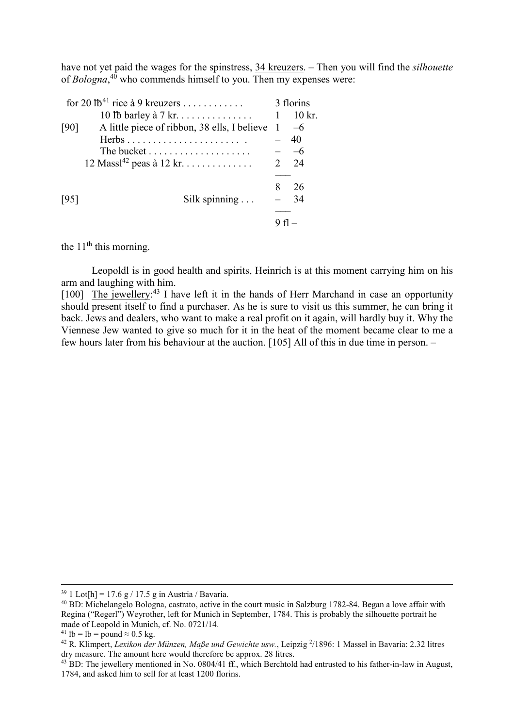have not yet paid the wages for the spinstress, 34 kreuzers. – Then you will find the *silhouette* of *Bologna*,[40] who commends himself to you. Then my expenses were:

| | | | |
|---|---|---|---|
| | for 20 ℔[41] rice à 9 kreuzers . . . . . . . . . . . . | 3 florins | |
| | 10 ℔ barley à 7 kr. . . . . . . . . . . . . . . | 1 | 10 kr. |
| [90] | A little piece of ribbon, 38 ells, I believe | 1 | –6 |
| | Herbs . . . . . . . . . . . . . . . . . . . . . . . | – | 40 |
| | The bucket . . . . . . . . . . . . . . . . . . . . | – | –6 |
| | 12 Massl[42] peas à 12 kr. . . . . . . . . . . . . . | 2 | 24 |
| | | 8 | 26 |
| [95] | Silk spinning . . . | – | 34 |
| | | 9 fl – | |

the 11th this morning.

Leopoldl is in good health and spirits, Heinrich is at this moment carrying him on his arm and laughing with him.

[100] The jewellery:[43] I have left it in the hands of Herr Marchand in case an opportunity should present itself to find a purchaser. As he is sure to visit us this summer, he can bring it back. Jews and dealers, who want to make a real profit on it again, will hardly buy it. Why the Viennese Jew wanted to give so much for it in the heat of the moment became clear to me a few hours later from his behaviour at the auction. [105] All of this in due time in person. –

---

[39] 1 Lot[h] = 17.6 g / 17.5 g in Austria / Bavaria.

[40] BD: Michelangelo Bologna, castrato, active in the court music in Salzburg 1782-84. Began a love affair with Regina ("Regerl") Weyrother, left for Munich in September, 1784. This is probably the silhouette portrait he made of Leopold in Munich, cf. No. 0721/14.

[41] ℔ = lb = pound ≈ 0.5 kg.

[42] R. Klimpert, *Lexikon der Münzen, Maße und Gewichte usw.*, Leipzig 2/1896: 1 Massel in Bavaria: 2.32 litres dry measure. The amount here would therefore be approx. 28 litres.

[43] BD: The jewellery mentioned in No. 0804/41 ff., which Berchtold had entrusted to his father-in-law in August, 1784, and asked him to sell for at least 1200 florins.